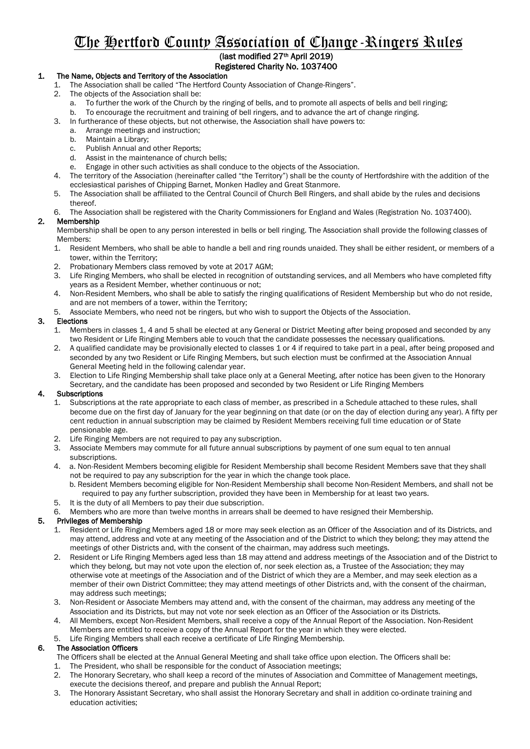# The Hertford County Association of Change-Ringers Rules

**(last modified 27th April 2019)**

**Registered Charity No. 1037400**

## 1. The Name, Objects and Territory of the Association

1. The Association shall be called "The Hertford County Association of Change-Ringers".
2. The objects of the Association shall be:
   a. To further the work of the Church by the ringing of bells, and to promote all aspects of bells and bell ringing;
   b. To encourage the recruitment and training of bell ringers, and to advance the art of change ringing.
3. In furtherance of these objects, but not otherwise, the Association shall have powers to:
   a. Arrange meetings and instruction;
   b. Maintain a Library;
   c. Publish Annual and other Reports;
   d. Assist in the maintenance of church bells;
   e. Engage in other such activities as shall conduce to the objects of the Association.
4. The territory of the Association (hereinafter called "the Territory") shall be the county of Hertfordshire with the addition of the ecclesiastical parishes of Chipping Barnet, Monken Hadley and Great Stanmore.
5. The Association shall be affiliated to the Central Council of Church Bell Ringers, and shall abide by the rules and decisions thereof.
6. The Association shall be registered with the Charity Commissioners for England and Wales (Registration No. 1037400).

## 2. Membership

Membership shall be open to any person interested in bells or bell ringing. The Association shall provide the following classes of Members:

1. Resident Members, who shall be able to handle a bell and ring rounds unaided. They shall be either resident, or members of a tower, within the Territory;
2. Probationary Members class removed by vote at 2017 AGM;
3. Life Ringing Members, who shall be elected in recognition of outstanding services, and all Members who have completed fifty years as a Resident Member, whether continuous or not;
4. Non-Resident Members, who shall be able to satisfy the ringing qualifications of Resident Membership but who do not reside, and are not members of a tower, within the Territory;
5. Associate Members, who need not be ringers, but who wish to support the Objects of the Association.

## 3. Elections

1. Members in classes 1, 4 and 5 shall be elected at any General or District Meeting after being proposed and seconded by any two Resident or Life Ringing Members able to vouch that the candidate possesses the necessary qualifications.
2. A qualified candidate may be provisionally elected to classes 1 or 4 if required to take part in a peal, after being proposed and seconded by any two Resident or Life Ringing Members, but such election must be confirmed at the Association Annual General Meeting held in the following calendar year.
3. Election to Life Ringing Membership shall take place only at a General Meeting, after notice has been given to the Honorary Secretary, and the candidate has been proposed and seconded by two Resident or Life Ringing Members

## 4. Subscriptions

1. Subscriptions at the rate appropriate to each class of member, as prescribed in a Schedule attached to these rules, shall become due on the first day of January for the year beginning on that date (or on the day of election during any year). A fifty per cent reduction in annual subscription may be claimed by Resident Members receiving full time education or of State pensionable age.
2. Life Ringing Members are not required to pay any subscription.
3. Associate Members may commute for all future annual subscriptions by payment of one sum equal to ten annual subscriptions.
4. a. Non-Resident Members becoming eligible for Resident Membership shall become Resident Members save that they shall not be required to pay any subscription for the year in which the change took place.
   b. Resident Members becoming eligible for Non-Resident Membership shall become Non-Resident Members, and shall not be required to pay any further subscription, provided they have been in Membership for at least two years.
5. It is the duty of all Members to pay their due subscription.
6. Members who are more than twelve months in arrears shall be deemed to have resigned their Membership.

## 5. Privileges of Membership

1. Resident or Life Ringing Members aged 18 or more may seek election as an Officer of the Association and of its Districts, and may attend, address and vote at any meeting of the Association and of the District to which they belong; they may attend the meetings of other Districts and, with the consent of the chairman, may address such meetings.
2. Resident or Life Ringing Members aged less than 18 may attend and address meetings of the Association and of the District to which they belong, but may not vote upon the election of, nor seek election as, a Trustee of the Association; they may otherwise vote at meetings of the Association and of the District of which they are a Member, and may seek election as a member of their own District Committee; they may attend meetings of other Districts and, with the consent of the chairman, may address such meetings;
3. Non-Resident or Associate Members may attend and, with the consent of the chairman, may address any meeting of the Association and its Districts, but may not vote nor seek election as an Officer of the Association or its Districts.
4. All Members, except Non-Resident Members, shall receive a copy of the Annual Report of the Association. Non-Resident Members are entitled to receive a copy of the Annual Report for the year in which they were elected.
5. Life Ringing Members shall each receive a certificate of Life Ringing Membership.

## 6. The Association Officers

The Officers shall be elected at the Annual General Meeting and shall take office upon election. The Officers shall be:

1. The President, who shall be responsible for the conduct of Association meetings;
2. The Honorary Secretary, who shall keep a record of the minutes of Association and Committee of Management meetings, execute the decisions thereof, and prepare and publish the Annual Report;
3. The Honorary Assistant Secretary, who shall assist the Honorary Secretary and shall in addition co-ordinate training and education activities;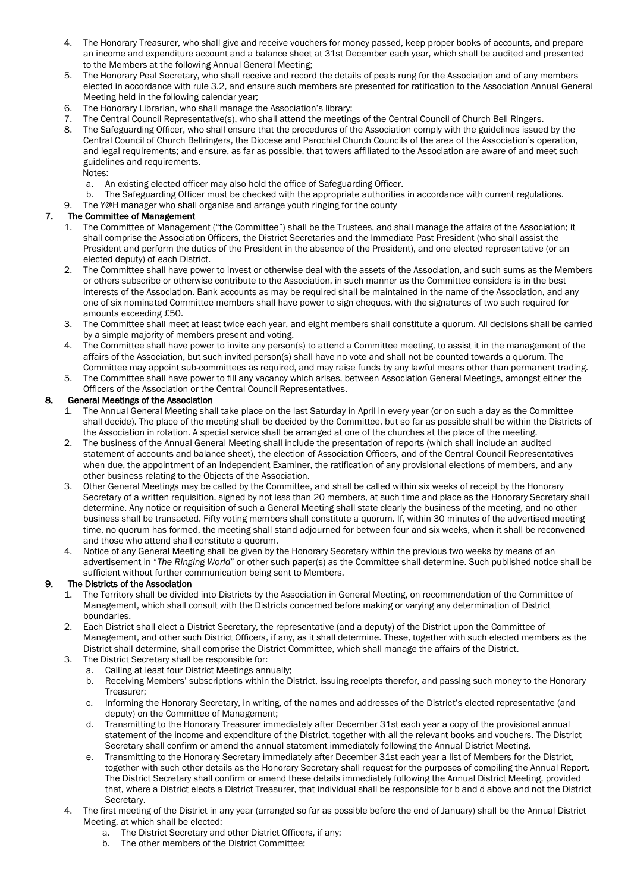4. The Honorary Treasurer, who shall give and receive vouchers for money passed, keep proper books of accounts, and prepare an income and expenditure account and a balance sheet at 31st December each year, which shall be audited and presented to the Members at the following Annual General Meeting;
5. The Honorary Peal Secretary, who shall receive and record the details of peals rung for the Association and of any members elected in accordance with rule 3.2, and ensure such members are presented for ratification to the Association Annual General Meeting held in the following calendar year;
6. The Honorary Librarian, who shall manage the Association's library;
7. The Central Council Representative(s), who shall attend the meetings of the Central Council of Church Bell Ringers.
8. The Safeguarding Officer, who shall ensure that the procedures of the Association comply with the guidelines issued by the Central Council of Church Bellringers, the Diocese and Parochial Church Councils of the area of the Association's operation, and legal requirements; and ensure, as far as possible, that towers affiliated to the Association are aware of and meet such guidelines and requirements.
   Notes:
   a. An existing elected officer may also hold the office of Safeguarding Officer.
   b. The Safeguarding Officer must be checked with the appropriate authorities in accordance with current regulations.
9. The Y@H manager who shall organise and arrange youth ringing for the county

## 7. The Committee of Management

1. The Committee of Management ("the Committee") shall be the Trustees, and shall manage the affairs of the Association; it shall comprise the Association Officers, the District Secretaries and the Immediate Past President (who shall assist the President and perform the duties of the President in the absence of the President), and one elected representative (or an elected deputy) of each District.
2. The Committee shall have power to invest or otherwise deal with the assets of the Association, and such sums as the Members or others subscribe or otherwise contribute to the Association, in such manner as the Committee considers is in the best interests of the Association. Bank accounts as may be required shall be maintained in the name of the Association, and any one of six nominated Committee members shall have power to sign cheques, with the signatures of two such required for amounts exceeding £50.
3. The Committee shall meet at least twice each year, and eight members shall constitute a quorum. All decisions shall be carried by a simple majority of members present and voting.
4. The Committee shall have power to invite any person(s) to attend a Committee meeting, to assist it in the management of the affairs of the Association, but such invited person(s) shall have no vote and shall not be counted towards a quorum. The Committee may appoint sub-committees as required, and may raise funds by any lawful means other than permanent trading.
5. The Committee shall have power to fill any vacancy which arises, between Association General Meetings, amongst either the Officers of the Association or the Central Council Representatives.

## 8. General Meetings of the Association

1. The Annual General Meeting shall take place on the last Saturday in April in every year (or on such a day as the Committee shall decide). The place of the meeting shall be decided by the Committee, but so far as possible shall be within the Districts of the Association in rotation. A special service shall be arranged at one of the churches at the place of the meeting.
2. The business of the Annual General Meeting shall include the presentation of reports (which shall include an audited statement of accounts and balance sheet), the election of Association Officers, and of the Central Council Representatives when due, the appointment of an Independent Examiner, the ratification of any provisional elections of members, and any other business relating to the Objects of the Association.
3. Other General Meetings may be called by the Committee, and shall be called within six weeks of receipt by the Honorary Secretary of a written requisition, signed by not less than 20 members, at such time and place as the Honorary Secretary shall determine. Any notice or requisition of such a General Meeting shall state clearly the business of the meeting, and no other business shall be transacted. Fifty voting members shall constitute a quorum. If, within 30 minutes of the advertised meeting time, no quorum has formed, the meeting shall stand adjourned for between four and six weeks, when it shall be reconvened and those who attend shall constitute a quorum.
4. Notice of any General Meeting shall be given by the Honorary Secretary within the previous two weeks by means of an advertisement in "*The Ringing World*" or other such paper(s) as the Committee shall determine. Such published notice shall be sufficient without further communication being sent to Members.

## 9. The Districts of the Association

1. The Territory shall be divided into Districts by the Association in General Meeting, on recommendation of the Committee of Management, which shall consult with the Districts concerned before making or varying any determination of District boundaries.
2. Each District shall elect a District Secretary, the representative (and a deputy) of the District upon the Committee of Management, and other such District Officers, if any, as it shall determine. These, together with such elected members as the District shall determine, shall comprise the District Committee, which shall manage the affairs of the District.
3. The District Secretary shall be responsible for:
   a. Calling at least four District Meetings annually;
   b. Receiving Members' subscriptions within the District, issuing receipts therefor, and passing such money to the Honorary Treasurer;
   c. Informing the Honorary Secretary, in writing, of the names and addresses of the District's elected representative (and deputy) on the Committee of Management;
   d. Transmitting to the Honorary Treasurer immediately after December 31st each year a copy of the provisional annual statement of the income and expenditure of the District, together with all the relevant books and vouchers. The District Secretary shall confirm or amend the annual statement immediately following the Annual District Meeting.
   e. Transmitting to the Honorary Secretary immediately after December 31st each year a list of Members for the District, together with such other details as the Honorary Secretary shall request for the purposes of compiling the Annual Report. The District Secretary shall confirm or amend these details immediately following the Annual District Meeting, provided that, where a District elects a District Treasurer, that individual shall be responsible for b and d above and not the District Secretary.
4. The first meeting of the District in any year (arranged so far as possible before the end of January) shall be the Annual District Meeting, at which shall be elected:
   a. The District Secretary and other District Officers, if any;
   b. The other members of the District Committee;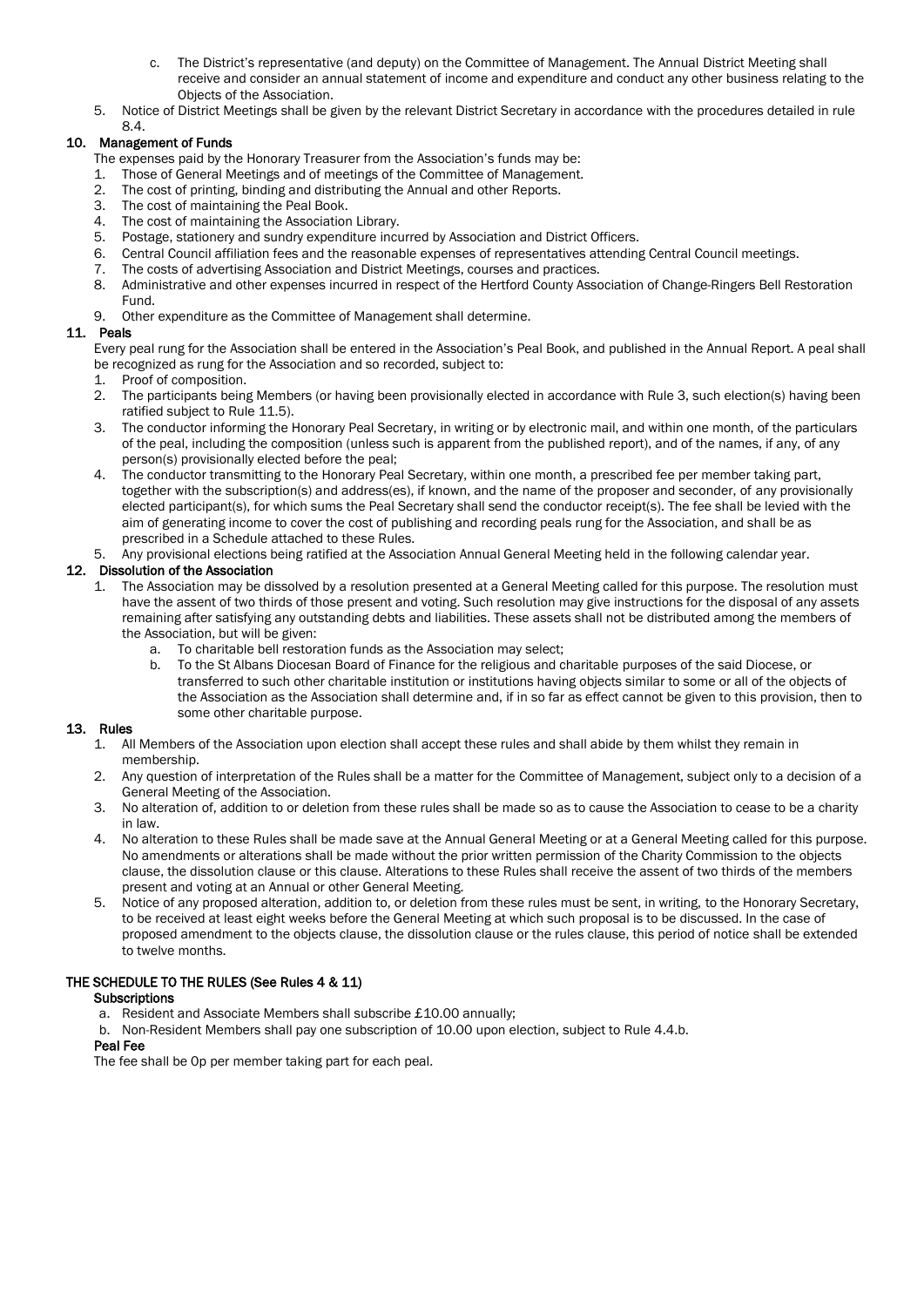c. The District's representative (and deputy) on the Committee of Management. The Annual District Meeting shall receive and consider an annual statement of income and expenditure and conduct any other business relating to the Objects of the Association.

5. Notice of District Meetings shall be given by the relevant District Secretary in accordance with the procedures detailed in rule 8.4.

## 10. Management of Funds

The expenses paid by the Honorary Treasurer from the Association's funds may be:

1. Those of General Meetings and of meetings of the Committee of Management.
2. The cost of printing, binding and distributing the Annual and other Reports.
3. The cost of maintaining the Peal Book.
4. The cost of maintaining the Association Library.
5. Postage, stationery and sundry expenditure incurred by Association and District Officers.
6. Central Council affiliation fees and the reasonable expenses of representatives attending Central Council meetings.
7. The costs of advertising Association and District Meetings, courses and practices.
8. Administrative and other expenses incurred in respect of the Hertford County Association of Change-Ringers Bell Restoration Fund.
9. Other expenditure as the Committee of Management shall determine.

## 11. Peals

Every peal rung for the Association shall be entered in the Association's Peal Book, and published in the Annual Report. A peal shall be recognized as rung for the Association and so recorded, subject to:

1. Proof of composition.
2. The participants being Members (or having been provisionally elected in accordance with Rule 3, such election(s) having been ratified subject to Rule 11.5).
3. The conductor informing the Honorary Peal Secretary, in writing or by electronic mail, and within one month, of the particulars of the peal, including the composition (unless such is apparent from the published report), and of the names, if any, of any person(s) provisionally elected before the peal;
4. The conductor transmitting to the Honorary Peal Secretary, within one month, a prescribed fee per member taking part, together with the subscription(s) and address(es), if known, and the name of the proposer and seconder, of any provisionally elected participant(s), for which sums the Peal Secretary shall send the conductor receipt(s). The fee shall be levied with the aim of generating income to cover the cost of publishing and recording peals rung for the Association, and shall be as prescribed in a Schedule attached to these Rules.
5. Any provisional elections being ratified at the Association Annual General Meeting held in the following calendar year.

## 12. Dissolution of the Association

1. The Association may be dissolved by a resolution presented at a General Meeting called for this purpose. The resolution must have the assent of two thirds of those present and voting. Such resolution may give instructions for the disposal of any assets remaining after satisfying any outstanding debts and liabilities. These assets shall not be distributed among the members of the Association, but will be given:
   a. To charitable bell restoration funds as the Association may select;
   b. To the St Albans Diocesan Board of Finance for the religious and charitable purposes of the said Diocese, or transferred to such other charitable institution or institutions having objects similar to some or all of the objects of the Association as the Association shall determine and, if in so far as effect cannot be given to this provision, then to some other charitable purpose.

## 13. Rules

1. All Members of the Association upon election shall accept these rules and shall abide by them whilst they remain in membership.
2. Any question of interpretation of the Rules shall be a matter for the Committee of Management, subject only to a decision of a General Meeting of the Association.
3. No alteration of, addition to or deletion from these rules shall be made so as to cause the Association to cease to be a charity in law.
4. No alteration to these Rules shall be made save at the Annual General Meeting or at a General Meeting called for this purpose. No amendments or alterations shall be made without the prior written permission of the Charity Commission to the objects clause, the dissolution clause or this clause. Alterations to these Rules shall receive the assent of two thirds of the members present and voting at an Annual or other General Meeting.
5. Notice of any proposed alteration, addition to, or deletion from these rules must be sent, in writing, to the Honorary Secretary, to be received at least eight weeks before the General Meeting at which such proposal is to be discussed. In the case of proposed amendment to the objects clause, the dissolution clause or the rules clause, this period of notice shall be extended to twelve months.

## THE SCHEDULE TO THE RULES (See Rules 4 & 11)

**Subscriptions**

a. Resident and Associate Members shall subscribe £10.00 annually;
b. Non-Resident Members shall pay one subscription of 10.00 upon election, subject to Rule 4.4.b.

**Peal Fee**

The fee shall be 0p per member taking part for each peal.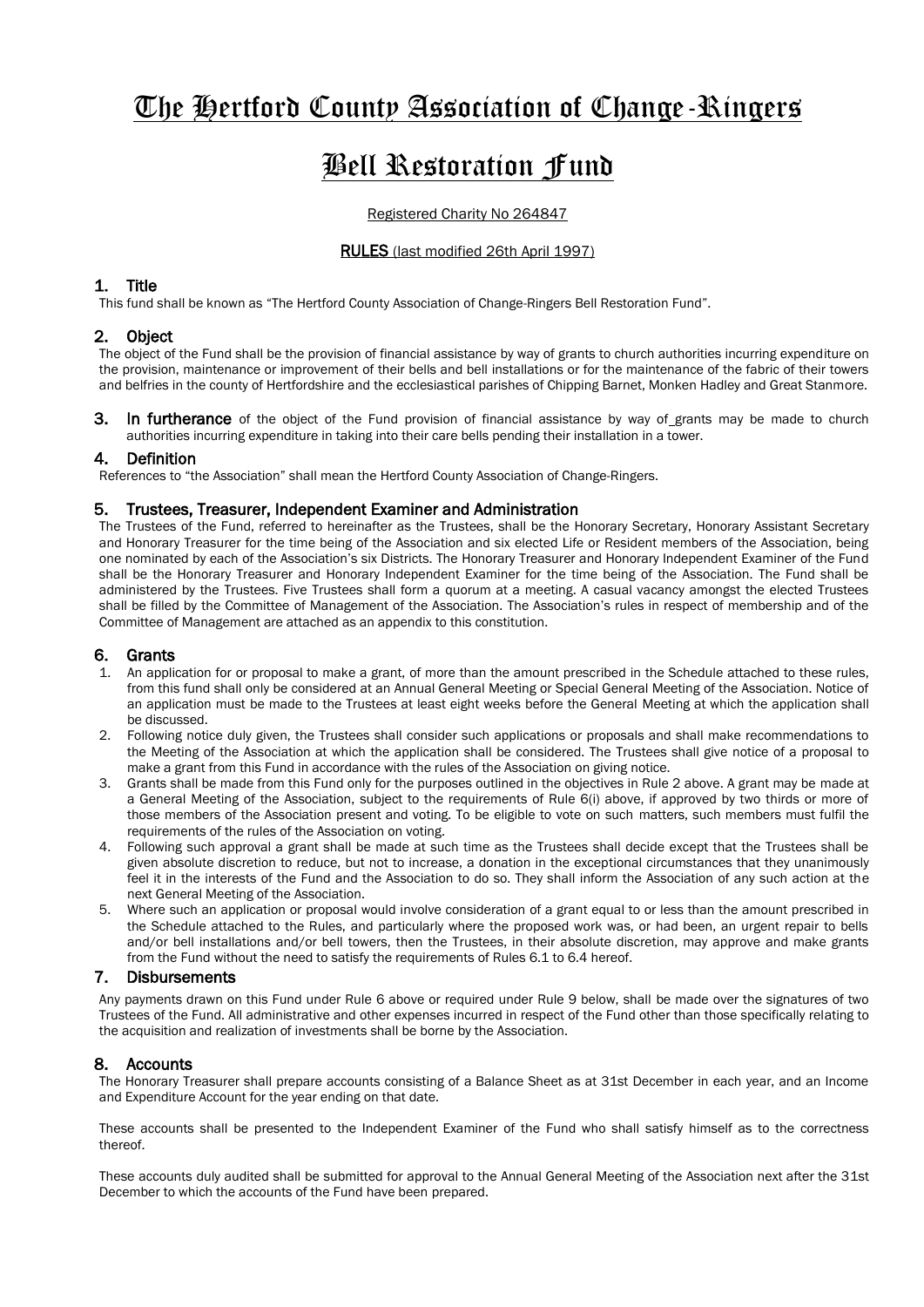# The Hertford County Association of Change-Ringers

# Bell Restoration Fund

Registered Charity No 264847

**RULES** (last modified 26th April 1997)

## 1. Title

This fund shall be known as "The Hertford County Association of Change-Ringers Bell Restoration Fund".

## 2. Object

The object of the Fund shall be the provision of financial assistance by way of grants to church authorities incurring expenditure on the provision, maintenance or improvement of their bells and bell installations or for the maintenance of the fabric of their towers and belfries in the county of Hertfordshire and the ecclesiastical parishes of Chipping Barnet, Monken Hadley and Great Stanmore.

**3. In furtherance** of the object of the Fund provision of financial assistance by way of grants may be made to church authorities incurring expenditure in taking into their care bells pending their installation in a tower.

## 4. Definition

References to "the Association" shall mean the Hertford County Association of Change-Ringers.

## 5. Trustees, Treasurer, Independent Examiner and Administration

The Trustees of the Fund, referred to hereinafter as the Trustees, shall be the Honorary Secretary, Honorary Assistant Secretary and Honorary Treasurer for the time being of the Association and six elected Life or Resident members of the Association, being one nominated by each of the Association's six Districts. The Honorary Treasurer and Honorary Independent Examiner of the Fund shall be the Honorary Treasurer and Honorary Independent Examiner for the time being of the Association. The Fund shall be administered by the Trustees. Five Trustees shall form a quorum at a meeting. A casual vacancy amongst the elected Trustees shall be filled by the Committee of Management of the Association. The Association's rules in respect of membership and of the Committee of Management are attached as an appendix to this constitution.

## 6. Grants

1. An application for or proposal to make a grant, of more than the amount prescribed in the Schedule attached to these rules, from this fund shall only be considered at an Annual General Meeting or Special General Meeting of the Association. Notice of an application must be made to the Trustees at least eight weeks before the General Meeting at which the application shall be discussed.
2. Following notice duly given, the Trustees shall consider such applications or proposals and shall make recommendations to the Meeting of the Association at which the application shall be considered. The Trustees shall give notice of a proposal to make a grant from this Fund in accordance with the rules of the Association on giving notice.
3. Grants shall be made from this Fund only for the purposes outlined in the objectives in Rule 2 above. A grant may be made at a General Meeting of the Association, subject to the requirements of Rule 6(i) above, if approved by two thirds or more of those members of the Association present and voting. To be eligible to vote on such matters, such members must fulfil the requirements of the rules of the Association on voting.
4. Following such approval a grant shall be made at such time as the Trustees shall decide except that the Trustees shall be given absolute discretion to reduce, but not to increase, a donation in the exceptional circumstances that they unanimously feel it in the interests of the Fund and the Association to do so. They shall inform the Association of any such action at the next General Meeting of the Association.
5. Where such an application or proposal would involve consideration of a grant equal to or less than the amount prescribed in the Schedule attached to the Rules, and particularly where the proposed work was, or had been, an urgent repair to bells and/or bell installations and/or bell towers, then the Trustees, in their absolute discretion, may approve and make grants from the Fund without the need to satisfy the requirements of Rules 6.1 to 6.4 hereof.

## 7. Disbursements

Any payments drawn on this Fund under Rule 6 above or required under Rule 9 below, shall be made over the signatures of two Trustees of the Fund. All administrative and other expenses incurred in respect of the Fund other than those specifically relating to the acquisition and realization of investments shall be borne by the Association.

## 8. Accounts

The Honorary Treasurer shall prepare accounts consisting of a Balance Sheet as at 31st December in each year, and an Income and Expenditure Account for the year ending on that date.

These accounts shall be presented to the Independent Examiner of the Fund who shall satisfy himself as to the correctness thereof.

These accounts duly audited shall be submitted for approval to the Annual General Meeting of the Association next after the 31st December to which the accounts of the Fund have been prepared.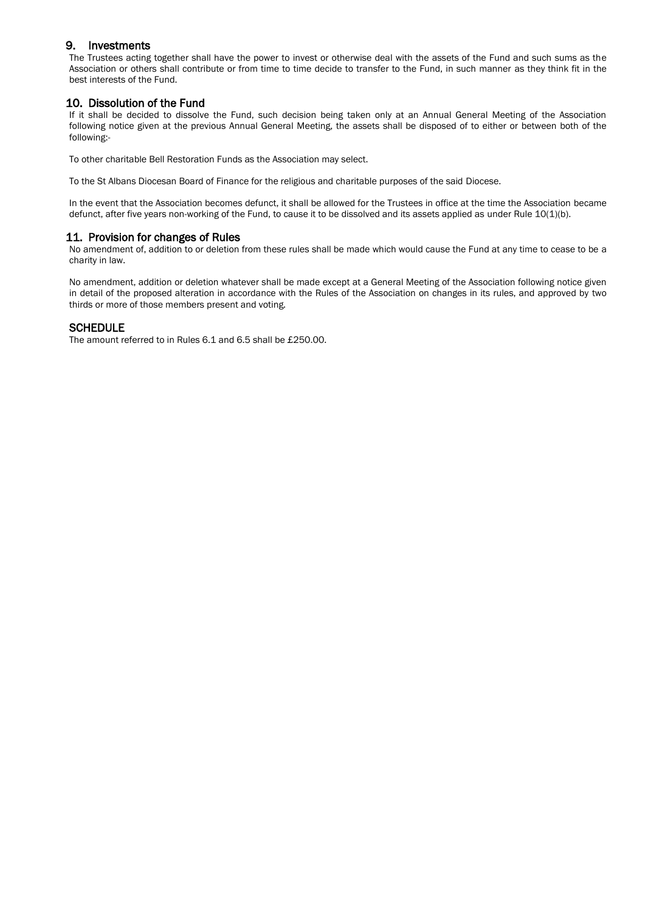## 9. Investments

The Trustees acting together shall have the power to invest or otherwise deal with the assets of the Fund and such sums as the Association or others shall contribute or from time to time decide to transfer to the Fund, in such manner as they think fit in the best interests of the Fund.

## 10. Dissolution of the Fund

If it shall be decided to dissolve the Fund, such decision being taken only at an Annual General Meeting of the Association following notice given at the previous Annual General Meeting, the assets shall be disposed of to either or between both of the following:-

To other charitable Bell Restoration Funds as the Association may select.

To the St Albans Diocesan Board of Finance for the religious and charitable purposes of the said Diocese.

In the event that the Association becomes defunct, it shall be allowed for the Trustees in office at the time the Association became defunct, after five years non-working of the Fund, to cause it to be dissolved and its assets applied as under Rule 10(1)(b).

## 11. Provision for changes of Rules

No amendment of, addition to or deletion from these rules shall be made which would cause the Fund at any time to cease to be a charity in law.

No amendment, addition or deletion whatever shall be made except at a General Meeting of the Association following notice given in detail of the proposed alteration in accordance with the Rules of the Association on changes in its rules, and approved by two thirds or more of those members present and voting.

## SCHEDULE

The amount referred to in Rules 6.1 and 6.5 shall be £250.00.